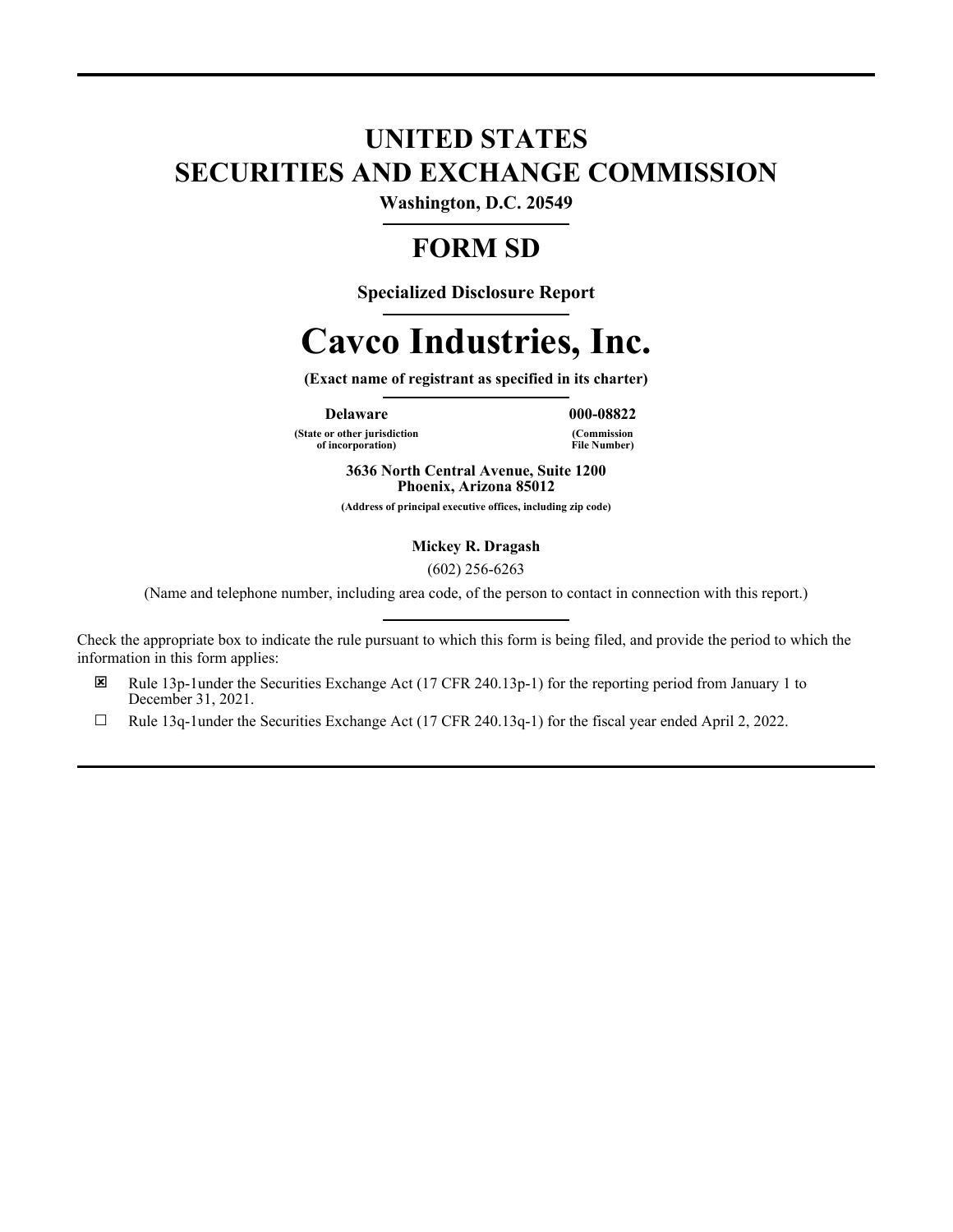# UNITED STATES
# SECURITIES AND EXCHANGE COMMISSION

**Washington, D.C. 20549**

## FORM SD

**Specialized Disclosure Report**

# Cavco Industries, Inc.

**(Exact name of registrant as specified in its charter)**

| **Delaware** | **000-08822** |
| --- | --- |
| **(State or other jurisdiction of incorporation)** | **(Commission File Number)** |

**3636 North Central Avenue, Suite 1200**
**Phoenix, Arizona 85012**

**(Address of principal executive offices, including zip code)**

**Mickey R. Dragash**

(602) 256-6263

(Name and telephone number, including area code, of the person to contact in connection with this report.)

Check the appropriate box to indicate the rule pursuant to which this form is being filed, and provide the period to which the information in this form applies:

☒ Rule 13p-1under the Securities Exchange Act (17 CFR 240.13p-1) for the reporting period from January 1 to December 31, 2021.

☐ Rule 13q-1under the Securities Exchange Act (17 CFR 240.13q-1) for the fiscal year ended April 2, 2022.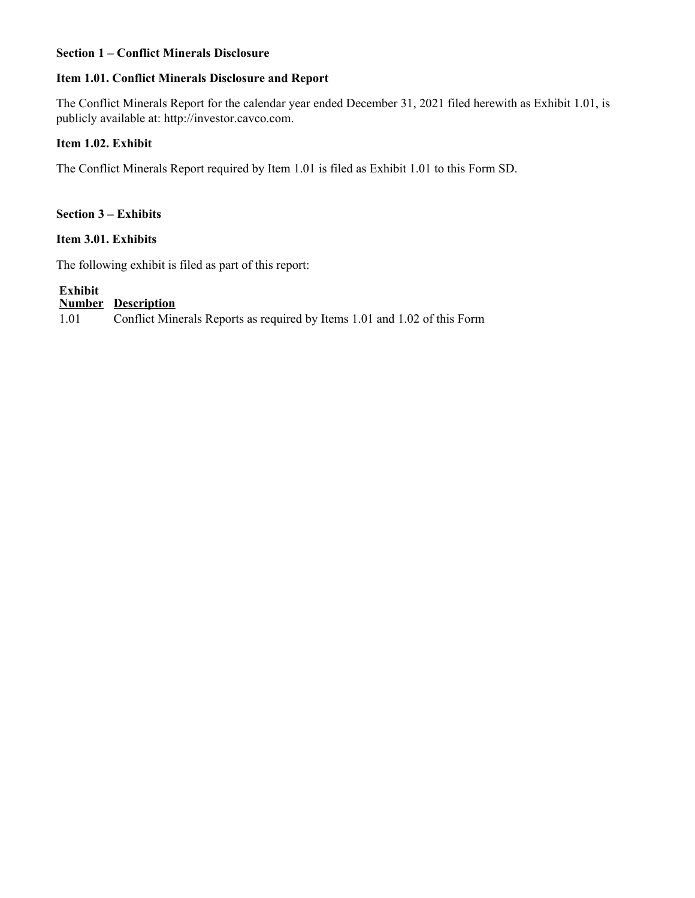**Section 1 – Conflict Minerals Disclosure**

**Item 1.01. Conflict Minerals Disclosure and Report**

The Conflict Minerals Report for the calendar year ended December 31, 2021 filed herewith as Exhibit 1.01, is publicly available at: http://investor.cavco.com.

**Item 1.02. Exhibit**

The Conflict Minerals Report required by Item 1.01 is filed as Exhibit 1.01 to this Form SD.

**Section 3 – Exhibits**

**Item 3.01. Exhibits**

The following exhibit is filed as part of this report:

| Exhibit Number | Description |
|---|---|
| 1.01 | Conflict Minerals Reports as required by Items 1.01 and 1.02 of this Form |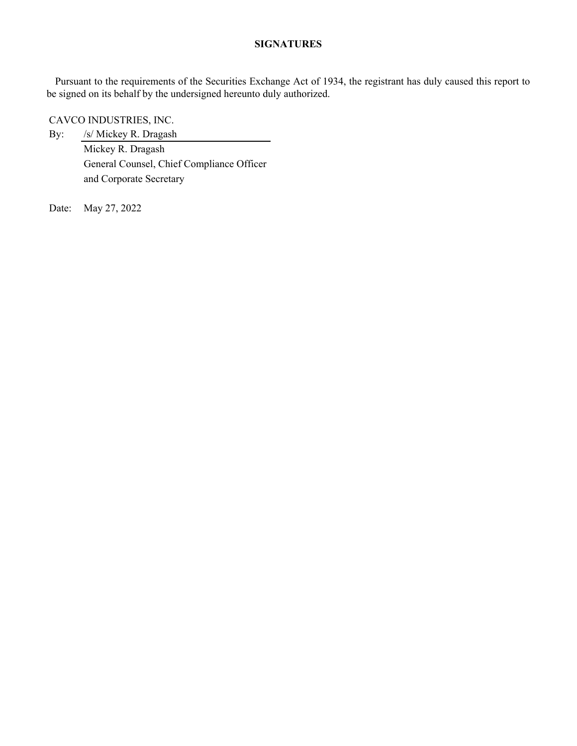**SIGNATURES**

Pursuant to the requirements of the Securities Exchange Act of 1934, the registrant has duly caused this report to be signed on its behalf by the undersigned hereunto duly authorized.

CAVCO INDUSTRIES, INC.

By: /s/ Mickey R. Dragash

Mickey R. Dragash
General Counsel, Chief Compliance Officer
and Corporate Secretary

Date: May 27, 2022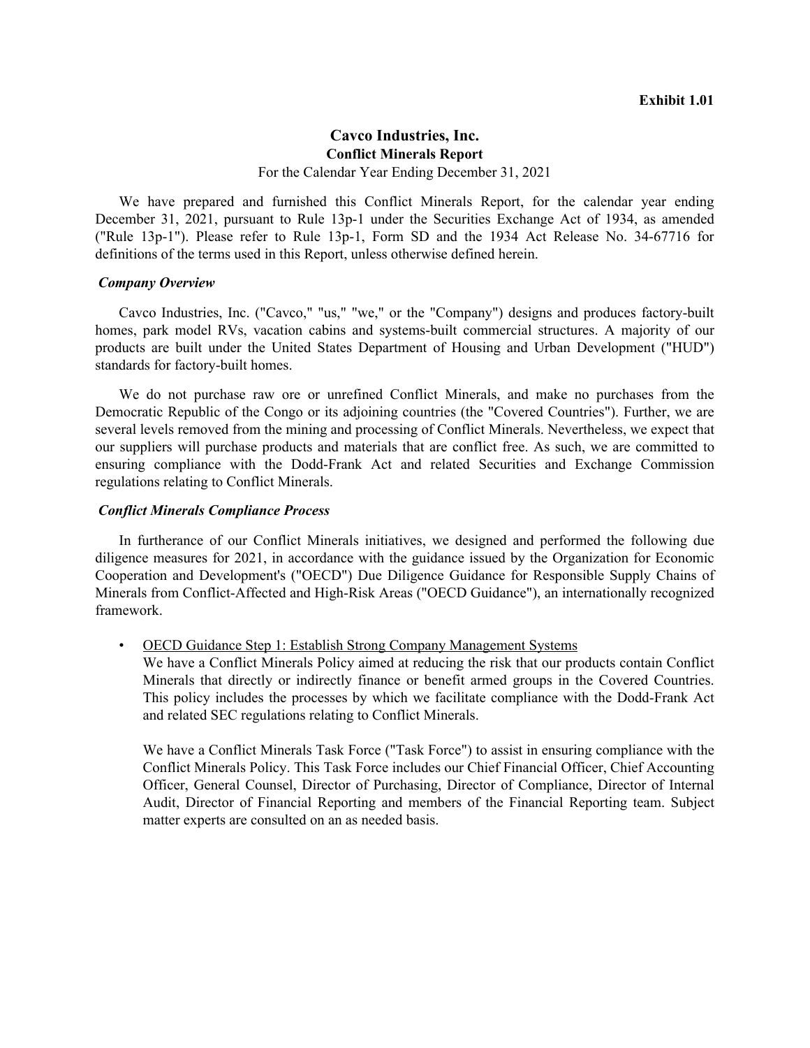**Exhibit 1.01**

# Cavco Industries, Inc.

## Conflict Minerals Report

For the Calendar Year Ending December 31, 2021

We have prepared and furnished this Conflict Minerals Report, for the calendar year ending December 31, 2021, pursuant to Rule 13p-1 under the Securities Exchange Act of 1934, as amended ("Rule 13p-1"). Please refer to Rule 13p-1, Form SD and the 1934 Act Release No. 34-67716 for definitions of the terms used in this Report, unless otherwise defined herein.

***Company Overview***

Cavco Industries, Inc. ("Cavco," "us," "we," or the "Company") designs and produces factory-built homes, park model RVs, vacation cabins and systems-built commercial structures. A majority of our products are built under the United States Department of Housing and Urban Development ("HUD") standards for factory-built homes.

We do not purchase raw ore or unrefined Conflict Minerals, and make no purchases from the Democratic Republic of the Congo or its adjoining countries (the "Covered Countries"). Further, we are several levels removed from the mining and processing of Conflict Minerals. Nevertheless, we expect that our suppliers will purchase products and materials that are conflict free. As such, we are committed to ensuring compliance with the Dodd-Frank Act and related Securities and Exchange Commission regulations relating to Conflict Minerals.

***Conflict Minerals Compliance Process***

In furtherance of our Conflict Minerals initiatives, we designed and performed the following due diligence measures for 2021, in accordance with the guidance issued by the Organization for Economic Cooperation and Development's ("OECD") Due Diligence Guidance for Responsible Supply Chains of Minerals from Conflict-Affected and High-Risk Areas ("OECD Guidance"), an internationally recognized framework.

- OECD Guidance Step 1: Establish Strong Company Management Systems
  We have a Conflict Minerals Policy aimed at reducing the risk that our products contain Conflict Minerals that directly or indirectly finance or benefit armed groups in the Covered Countries. This policy includes the processes by which we facilitate compliance with the Dodd-Frank Act and related SEC regulations relating to Conflict Minerals.

  We have a Conflict Minerals Task Force ("Task Force") to assist in ensuring compliance with the Conflict Minerals Policy. This Task Force includes our Chief Financial Officer, Chief Accounting Officer, General Counsel, Director of Purchasing, Director of Compliance, Director of Internal Audit, Director of Financial Reporting and members of the Financial Reporting team. Subject matter experts are consulted on an as needed basis.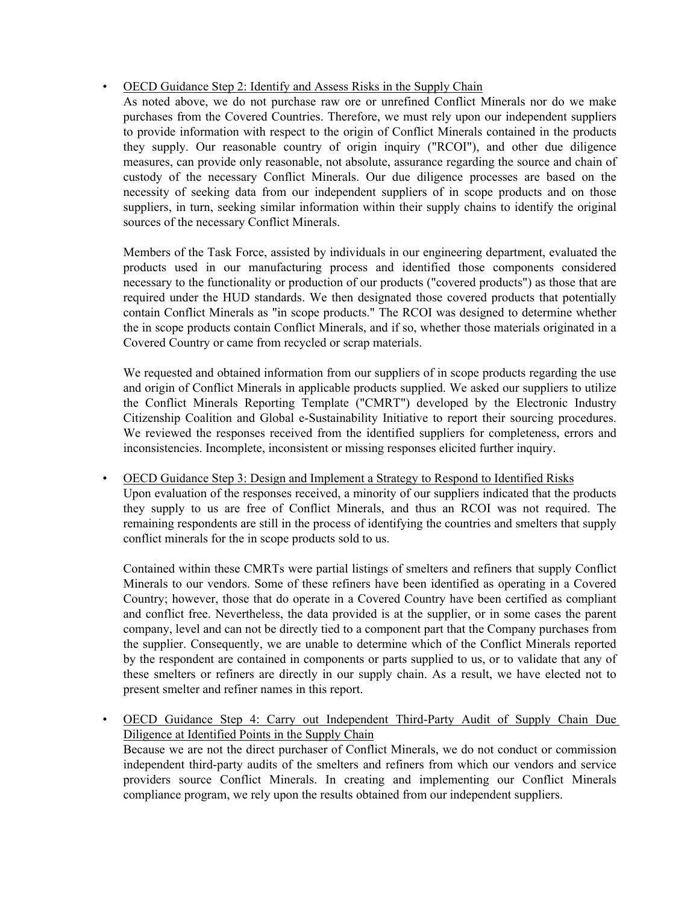- <u>OECD Guidance Step 2: Identify and Assess Risks in the Supply Chain</u>

  As noted above, we do not purchase raw ore or unrefined Conflict Minerals nor do we make purchases from the Covered Countries. Therefore, we must rely upon our independent suppliers to provide information with respect to the origin of Conflict Minerals contained in the products they supply. Our reasonable country of origin inquiry ("RCOI"), and other due diligence measures, can provide only reasonable, not absolute, assurance regarding the source and chain of custody of the necessary Conflict Minerals. Our due diligence processes are based on the necessity of seeking data from our independent suppliers of in scope products and on those suppliers, in turn, seeking similar information within their supply chains to identify the original sources of the necessary Conflict Minerals.

  Members of the Task Force, assisted by individuals in our engineering department, evaluated the products used in our manufacturing process and identified those components considered necessary to the functionality or production of our products ("covered products") as those that are required under the HUD standards. We then designated those covered products that potentially contain Conflict Minerals as "in scope products." The RCOI was designed to determine whether the in scope products contain Conflict Minerals, and if so, whether those materials originated in a Covered Country or came from recycled or scrap materials.

  We requested and obtained information from our suppliers of in scope products regarding the use and origin of Conflict Minerals in applicable products supplied. We asked our suppliers to utilize the Conflict Minerals Reporting Template ("CMRT") developed by the Electronic Industry Citizenship Coalition and Global e-Sustainability Initiative to report their sourcing procedures. We reviewed the responses received from the identified suppliers for completeness, errors and inconsistencies. Incomplete, inconsistent or missing responses elicited further inquiry.

- <u>OECD Guidance Step 3: Design and Implement a Strategy to Respond to Identified Risks</u>

  Upon evaluation of the responses received, a minority of our suppliers indicated that the products they supply to us are free of Conflict Minerals, and thus an RCOI was not required. The remaining respondents are still in the process of identifying the countries and smelters that supply conflict minerals for the in scope products sold to us.

  Contained within these CMRTs were partial listings of smelters and refiners that supply Conflict Minerals to our vendors. Some of these refiners have been identified as operating in a Covered Country; however, those that do operate in a Covered Country have been certified as compliant and conflict free. Nevertheless, the data provided is at the supplier, or in some cases the parent company, level and can not be directly tied to a component part that the Company purchases from the supplier. Consequently, we are unable to determine which of the Conflict Minerals reported by the respondent are contained in components or parts supplied to us, or to validate that any of these smelters or refiners are directly in our supply chain. As a result, we have elected not to present smelter and refiner names in this report.

- <u>OECD Guidance Step 4: Carry out Independent Third-Party Audit of Supply Chain Due Diligence at Identified Points in the Supply Chain</u>

  Because we are not the direct purchaser of Conflict Minerals, we do not conduct or commission independent third-party audits of the smelters and refiners from which our vendors and service providers source Conflict Minerals. In creating and implementing our Conflict Minerals compliance program, we rely upon the results obtained from our independent suppliers.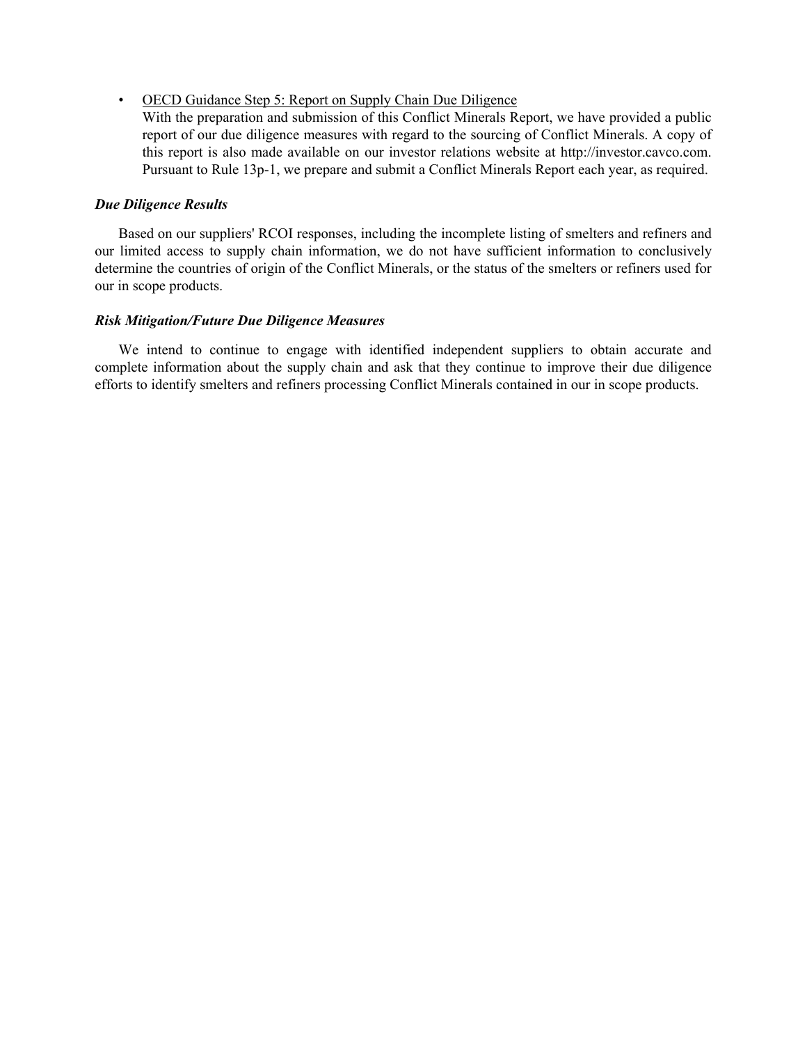- OECD Guidance Step 5: Report on Supply Chain Due Diligence
  With the preparation and submission of this Conflict Minerals Report, we have provided a public report of our due diligence measures with regard to the sourcing of Conflict Minerals. A copy of this report is also made available on our investor relations website at http://investor.cavco.com. Pursuant to Rule 13p-1, we prepare and submit a Conflict Minerals Report each year, as required.

***Due Diligence Results***

Based on our suppliers' RCOI responses, including the incomplete listing of smelters and refiners and our limited access to supply chain information, we do not have sufficient information to conclusively determine the countries of origin of the Conflict Minerals, or the status of the smelters or refiners used for our in scope products.

***Risk Mitigation/Future Due Diligence Measures***

We intend to continue to engage with identified independent suppliers to obtain accurate and complete information about the supply chain and ask that they continue to improve their due diligence efforts to identify smelters and refiners processing Conflict Minerals contained in our in scope products.